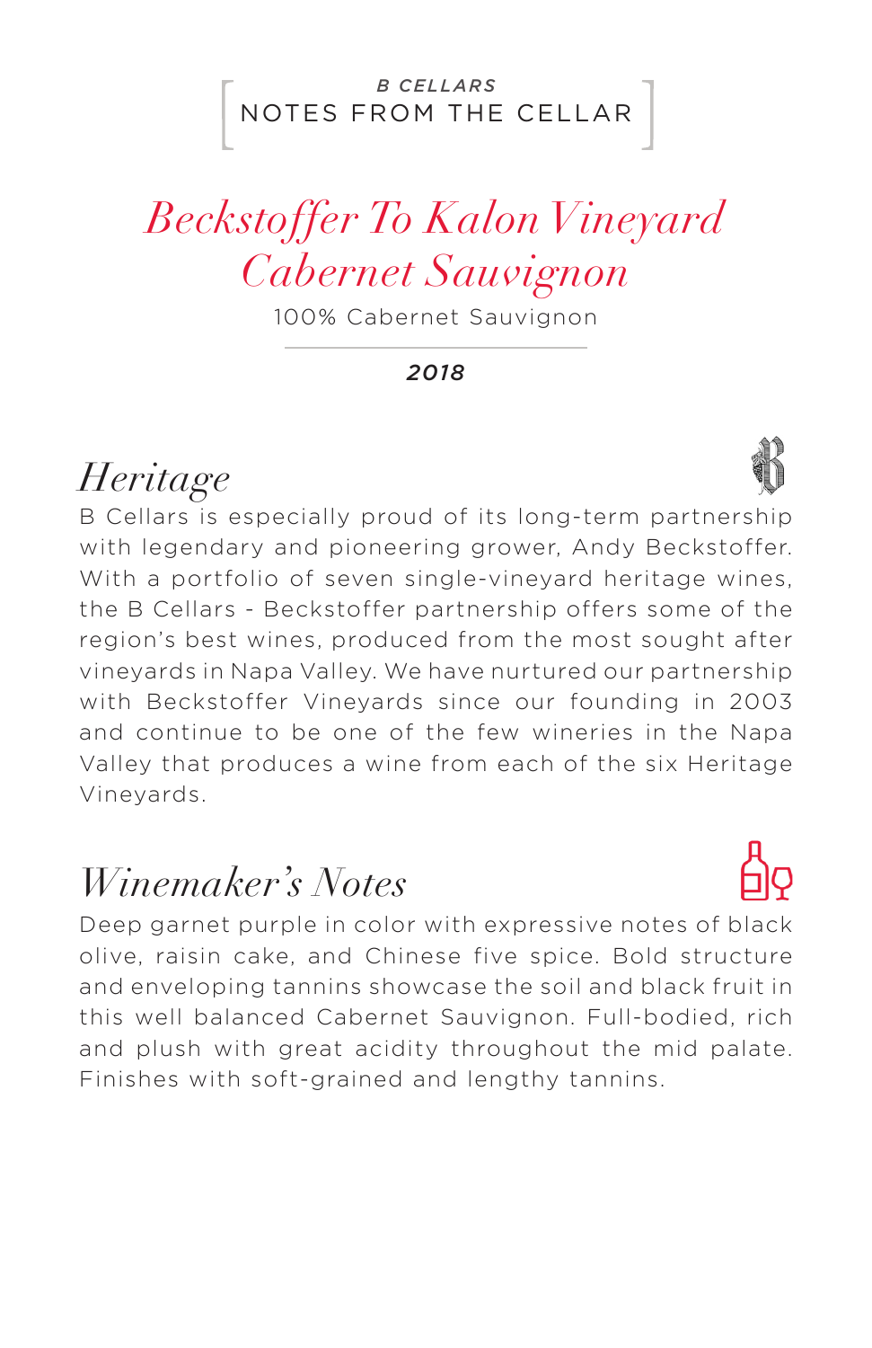*B CELLARS*

NOTES FROM THE CELLAR

# *Beckstoffer To Kalon Vineyard Cabernet Sauvignon*

100% Cabernet Sauvignon

***2018***

## *Heritage*

B Cellars is especially proud of its long-term partnership with legendary and pioneering grower, Andy Beckstoffer. With a portfolio of seven single-vineyard heritage wines, the B Cellars - Beckstoffer partnership offers some of the region's best wines, produced from the most sought after vineyards in Napa Valley. We have nurtured our partnership with Beckstoffer Vineyards since our founding in 2003 and continue to be one of the few wineries in the Napa Valley that produces a wine from each of the six Heritage Vineyards.

## *Winemaker's Notes*

Deep garnet purple in color with expressive notes of black olive, raisin cake, and Chinese five spice. Bold structure and enveloping tannins showcase the soil and black fruit in this well balanced Cabernet Sauvignon. Full-bodied, rich and plush with great acidity throughout the mid palate. Finishes with soft-grained and lengthy tannins.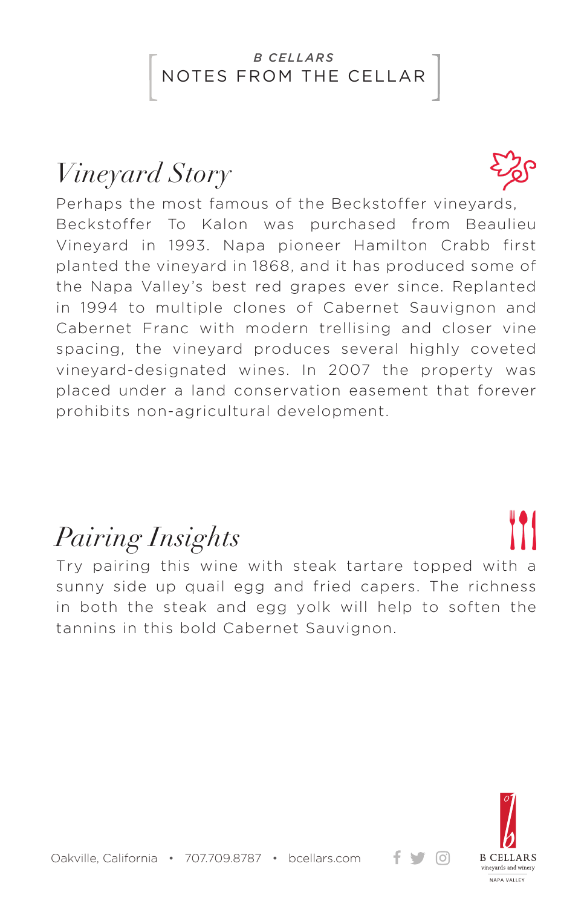B CELLARS

# NOTES FROM THE CELLAR

## *Vineyard Story*

Perhaps the most famous of the Beckstoffer vineyards, Beckstoffer To Kalon was purchased from Beaulieu Vineyard in 1993. Napa pioneer Hamilton Crabb first planted the vineyard in 1868, and it has produced some of the Napa Valley's best red grapes ever since. Replanted in 1994 to multiple clones of Cabernet Sauvignon and Cabernet Franc with modern trellising and closer vine spacing, the vineyard produces several highly coveted vineyard-designated wines. In 2007 the property was placed under a land conservation easement that forever prohibits non-agricultural development.

## *Pairing Insights*

Try pairing this wine with steak tartare topped with a sunny side up quail egg and fried capers. The richness in both the steak and egg yolk will help to soften the tannins in this bold Cabernet Sauvignon.

Oakville, California • 707.709.8787 • bcellars.com

B CELLARS
vineyards and winery
NAPA VALLEY